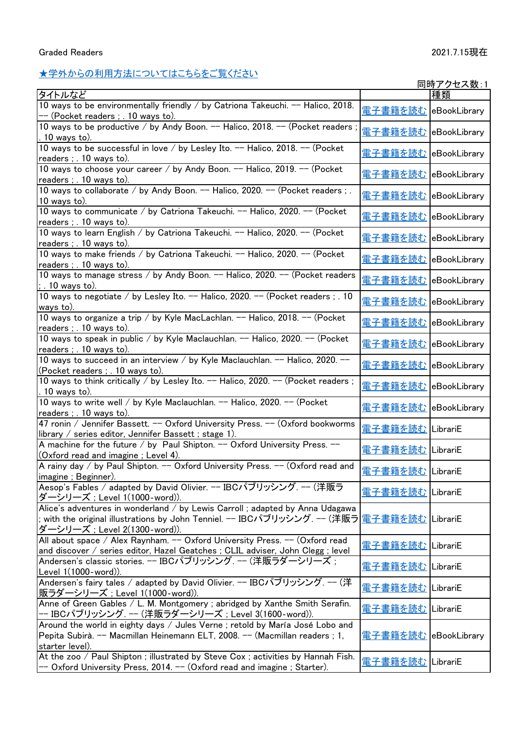Graded Readers　　2021.7.15現在

★学外からの利用方法についてはこちらをご覧ください

同時アクセス数:1

| タイトルなど | | 種類 |
|---|---|---|
| 10 ways to be environmentally friendly / by Catriona Takeuchi. -- Halico, 2018. -- (Pocket readers ; . 10 ways to). | 電子書籍を読む | eBookLibrary |
| 10 ways to be productive / by Andy Boon. -- Halico, 2018. -- (Pocket readers ; . 10 ways to). | 電子書籍を読む | eBookLibrary |
| 10 ways to be successful in love / by Lesley Ito. -- Halico, 2018. -- (Pocket readers ; . 10 ways to). | 電子書籍を読む | eBookLibrary |
| 10 ways to choose your career / by Andy Boon. -- Halico, 2019. -- (Pocket readers ; . 10 ways to). | 電子書籍を読む | eBookLibrary |
| 10 ways to collaborate / by Andy Boon. -- Halico, 2020. -- (Pocket readers ; . 10 ways to). | 電子書籍を読む | eBookLibrary |
| 10 ways to communicate / by Catriona Takeuchi. -- Halico, 2020. -- (Pocket readers ; . 10 ways to). | 電子書籍を読む | eBookLibrary |
| 10 ways to learn English / by Catriona Takeuchi. -- Halico, 2020. -- (Pocket readers ; . 10 ways to). | 電子書籍を読む | eBookLibrary |
| 10 ways to make friends / by Catriona Takeuchi. -- Halico, 2020. -- (Pocket readers ; . 10 ways to). | 電子書籍を読む | eBookLibrary |
| 10 ways to manage stress / by Andy Boon. -- Halico, 2020. -- (Pocket readers ; . 10 ways to). | 電子書籍を読む | eBookLibrary |
| 10 ways to negotiate / by Lesley Ito. -- Halico, 2020. -- (Pocket readers ; . 10 ways to). | 電子書籍を読む | eBookLibrary |
| 10 ways to organize a trip / by Kyle MacLachlan. -- Halico, 2018. -- (Pocket readers ; . 10 ways to). | 電子書籍を読む | eBookLibrary |
| 10 ways to speak in public / by Kyle Maclauchlan. -- Halico, 2020. -- (Pocket readers ; . 10 ways to). | 電子書籍を読む | eBookLibrary |
| 10 ways to succeed in an interview / by Kyle Maclauchlan. -- Halico, 2020. -- (Pocket readers ; . 10 ways to). | 電子書籍を読む | eBookLibrary |
| 10 ways to think critically / by Lesley Ito. -- Halico, 2020. -- (Pocket readers ; . 10 ways to). | 電子書籍を読む | eBookLibrary |
| 10 ways to write well / by Kyle Maclauchlan. -- Halico, 2020. -- (Pocket readers ; . 10 ways to). | 電子書籍を読む | eBookLibrary |
| 47 ronin / Jennifer Bassett. -- Oxford University Press. -- (Oxford bookworms library / series editor, Jennifer Bassett ; stage 1). | 電子書籍を読む | LibrariE |
| A machine for the future / by Paul Shipton. -- Oxford University Press. -- (Oxford read and imagine ; Level 4). | 電子書籍を読む | LibrariE |
| A rainy day / by Paul Shipton. -- Oxford University Press. -- (Oxford read and imagine ; Beginner). | 電子書籍を読む | LibrariE |
| Aesop's Fables / adapted by David Olivier. -- IBCパブリッシング. -- (洋販ラダーシリーズ ; Level 1(1000-word)). | 電子書籍を読む | LibrariE |
| Alice's adventures in wonderland / by Lewis Carroll ; adapted by Anna Udagawa ; with the original illustrations by John Tenniel. -- IBCパブリッシング. -- (洋販ラダーシリーズ ; Level 2(1300-word)). | 電子書籍を読む | LibrariE |
| All about space / Alex Raynham. -- Oxford University Press. -- (Oxford read and discover / series editor, Hazel Geatches ; CLIL adviser, John Clegg ; level | 電子書籍を読む | LibrariE |
| Andersen's classic stories. -- IBCパブリッシング. -- (洋販ラダーシリーズ ; Level 1(1000-word)). | 電子書籍を読む | LibrariE |
| Andersen's fairy tales / adapted by David Olivier. -- IBCパブリッシング. -- (洋販ラダーシリーズ ; Level 1(1000-word)). | 電子書籍を読む | LibrariE |
| Anne of Green Gables / L. M. Montgomery ; abridged by Xanthe Smith Serafin. -- IBCパブリッシング. -- (洋販ラダーシリーズ ; Level 3(1600-word)). | 電子書籍を読む | LibrariE |
| Around the world in eighty days / Jules Verne ; retold by María José Lobo and Pepita Subirà. -- Macmillan Heinemann ELT, 2008. -- (Macmillan readers ; 1, starter level). | 電子書籍を読む | eBookLibrary |
| At the zoo / Paul Shipton ; illustrated by Steve Cox ; activities by Hannah Fish. -- Oxford University Press, 2014. -- (Oxford read and imagine ; Starter). | 電子書籍を読む | LibrariE |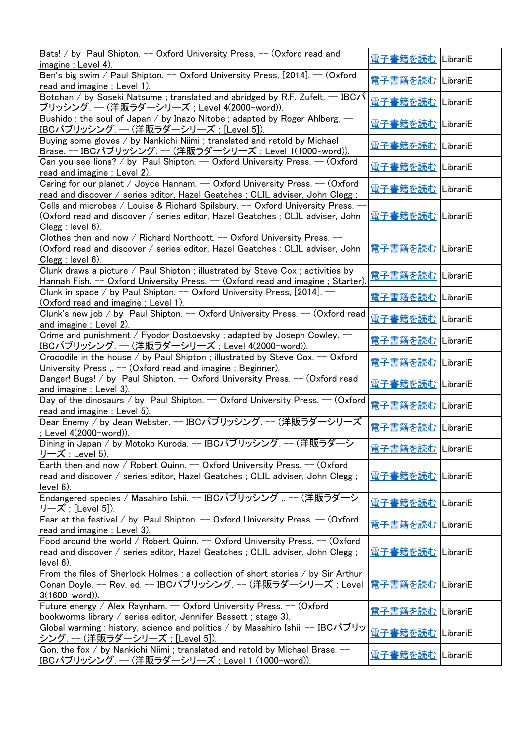| | | |
|---|---|---|
| Bats! / by Paul Shipton. -- Oxford University Press. -- (Oxford read and imagine ; Level 4). | 電子書籍を読む | LibrariE |
| Ben's big swim / Paul Shipton. -- Oxford University Press, [2014]. -- (Oxford read and imagine ; Level 1). | 電子書籍を読む | LibrariE |
| Botchan / by Soseki Natsume ; translated and abridged by R.F. Zufelt. -- IBCパブリッシング. -- (洋販ラダーシリーズ ; Level 4(2000-word)). | 電子書籍を読む | LibrariE |
| Bushido : the soul of Japan / by Inazo Nitobe ; adapted by Roger Ahlberg. -- IBCパブリッシング. -- (洋販ラダーシリーズ ; [Level 5]). | 電子書籍を読む | LibrariE |
| Buying some gloves / by Nankichi Niimi ; translated and retold by Michael Brase. -- IBCパブリッシング. -- (洋販ラダーシリーズ ; Level 1(1000-word)). | 電子書籍を読む | LibrariE |
| Can you see lions? / by Paul Shipton. -- Oxford University Press. -- (Oxford read and imagine ; Level 2). | 電子書籍を読む | LibrariE |
| Caring for our planet / Joyce Hannam. -- Oxford University Press. -- (Oxford read and discover / series editor, Hazel Geatches ; CLIL adviser, John Clegg ; | 電子書籍を読む | LibrariE |
| Cells and microbes / Louise & Richard Spilsbury. -- Oxford University Press. -- (Oxford read and discover / series editor, Hazel Geatches ; CLIL adviser, John Clegg ; level 6). | 電子書籍を読む | LibrariE |
| Clothes then and now / Richard Northcott. -- Oxford University Press. -- (Oxford read and discover / series editor, Hazel Geatches ; CLIL adviser, John Clegg ; level 6). | 電子書籍を読む | LibrariE |
| Clunk draws a picture / Paul Shipton ; illustrated by Steve Cox ; activities by Hannah Fish. -- Oxford University Press. -- (Oxford read and imagine ; Starter). | 電子書籍を読む | LibrariE |
| Clunk in space / by Paul Shipton. -- Oxford University Press, [2014]. -- (Oxford read and imagine ; Level 1). | 電子書籍を読む | LibrariE |
| Clunk's new job / by Paul Shipton. -- Oxford University Press. -- (Oxford read and imagine ; Level 2). | 電子書籍を読む | LibrariE |
| Crime and punishment / Fyodor Dostoevsky ; adapted by Joseph Cowley. -- IBCパブリッシング. -- (洋販ラダーシリーズ ; Level 4(2000-word)). | 電子書籍を読む | LibrariE |
| Crocodile in the house / by Paul Shipton ; illustrated by Steve Cox. -- Oxford University Press ,. -- (Oxford read and imagine ; Beginner). | 電子書籍を読む | LibrariE |
| Danger! Bugs! / by Paul Shipton. -- Oxford University Press. -- (Oxford read and imagine ; Level 3). | 電子書籍を読む | LibrariE |
| Day of the dinosaurs / by Paul Shipton. -- Oxford University Press. -- (Oxford read and imagine ; Level 5). | 電子書籍を読む | LibrariE |
| Dear Enemy / by Jean Webster. -- IBCパブリッシング. -- (洋販ラダーシリーズ ; Level 4(2000-word)). | 電子書籍を読む | LibrariE |
| Dining in Japan / by Motoko Kuroda. -- IBCパブリッシング. -- (洋販ラダーシリーズ ; Level 5). | 電子書籍を読む | LibrariE |
| Earth then and now / Robert Quinn. -- Oxford University Press. -- (Oxford read and discover / series editor, Hazel Geatches ; CLIL adviser, John Clegg ; level 6). | 電子書籍を読む | LibrariE |
| Endangered species / Masahiro Ishii. -- IBCパブリッシング ,. -- (洋販ラダーシリーズ ; [Level 5]). | 電子書籍を読む | LibrariE |
| Fear at the festival / by Paul Shipton. -- Oxford University Press. -- (Oxford read and imagine ; Level 3). | 電子書籍を読む | LibrariE |
| Food around the world / Robert Quinn. -- Oxford University Press. -- (Oxford read and discover / series editor, Hazel Geatches ; CLIL adviser, John Clegg ; level 6). | 電子書籍を読む | LibrariE |
| From the files of Sherlock Holmes : a collection of short stories / by Sir Arthur Conan Doyle. -- Rev. ed. -- IBCパブリッシング. -- (洋販ラダーシリーズ ; Level 3(1600-word)). | 電子書籍を読む | LibrariE |
| Future energy / Alex Raynham. -- Oxford University Press. -- (Oxford bookworms library / series editor, Jennifer Bassett ; stage 3). | 電子書籍を読む | LibrariE |
| Global warming : history, science and politics / by Masahiro Ishii. -- IBCパブリッシング. -- (洋販ラダーシリーズ ; [Level 5]). | 電子書籍を読む | LibrariE |
| Gon, the fox / by Nankichi Niimi ; translated and retold by Michael Brase. -- IBCパブリッシング. -- (洋販ラダーシリーズ ; Level 1 (1000-word)). | 電子書籍を読む | LibrariE |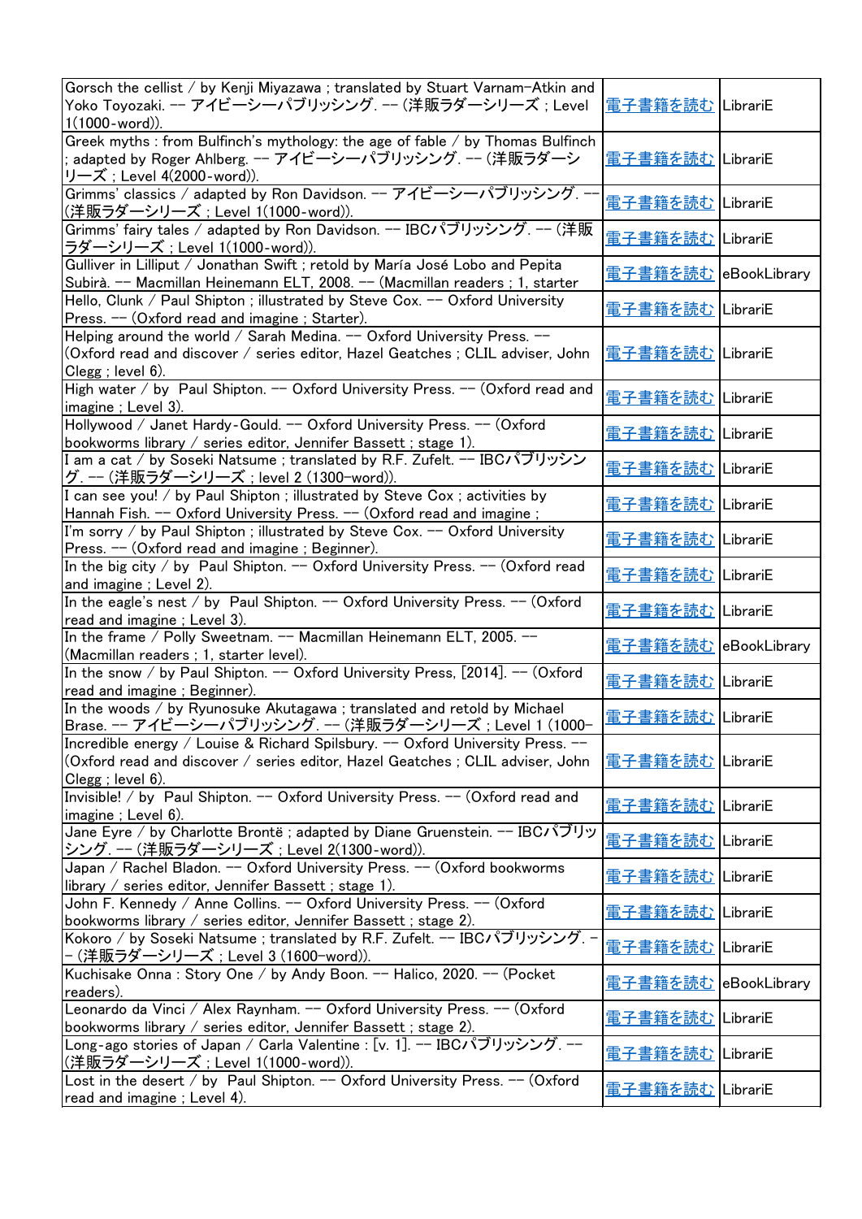| | | |
|---|---|---|
| Gorsch the cellist / by Kenji Miyazawa ; translated by Stuart Varnam-Atkin and Yoko Toyozaki. -- アイビーシーパブリッシング. -- (洋販ラダーシリーズ ; Level 1(1000-word)). | 電子書籍を読む | LibrariE |
| Greek myths : from Bulfinch's mythology: the age of fable / by Thomas Bulfinch ; adapted by Roger Ahlberg. -- アイビーシーパブリッシング. -- (洋販ラダーシリーズ ; Level 4(2000-word)). | 電子書籍を読む | LibrariE |
| Grimms' classics / adapted by Ron Davidson. -- アイビーシーパブリッシング. -- (洋販ラダーシリーズ ; Level 1(1000-word)). | 電子書籍を読む | LibrariE |
| Grimms' fairy tales / adapted by Ron Davidson. -- IBCパブリッシング. -- (洋販ラダーシリーズ ; Level 1(1000-word)). | 電子書籍を読む | LibrariE |
| Gulliver in Lilliput / Jonathan Swift ; retold by María José Lobo and Pepita Subirà. -- Macmillan Heinemann ELT, 2008. -- (Macmillan readers ; 1, starter | 電子書籍を読む | eBookLibrary |
| Hello, Clunk / Paul Shipton ; illustrated by Steve Cox. -- Oxford University Press. -- (Oxford read and imagine ; Starter). | 電子書籍を読む | LibrariE |
| Helping around the world / Sarah Medina. -- Oxford University Press. -- (Oxford read and discover / series editor, Hazel Geatches ; CLIL adviser, John Clegg ; level 6). | 電子書籍を読む | LibrariE |
| High water / by Paul Shipton. -- Oxford University Press. -- (Oxford read and imagine ; Level 3). | 電子書籍を読む | LibrariE |
| Hollywood / Janet Hardy-Gould. -- Oxford University Press. -- (Oxford bookworms library / series editor, Jennifer Bassett ; stage 1). | 電子書籍を読む | LibrariE |
| I am a cat / by Soseki Natsume ; translated by R.F. Zufelt. -- IBCパブリッシング. -- (洋販ラダーシリーズ ; level 2 (1300-word)). | 電子書籍を読む | LibrariE |
| I can see you! / by Paul Shipton ; illustrated by Steve Cox ; activities by Hannah Fish. -- Oxford University Press. -- (Oxford read and imagine ; | 電子書籍を読む | LibrariE |
| I'm sorry / by Paul Shipton ; illustrated by Steve Cox. -- Oxford University Press. -- (Oxford read and imagine ; Beginner). | 電子書籍を読む | LibrariE |
| In the big city / by Paul Shipton. -- Oxford University Press. -- (Oxford read and imagine ; Level 2). | 電子書籍を読む | LibrariE |
| In the eagle's nest / by Paul Shipton. -- Oxford University Press. -- (Oxford read and imagine ; Level 3). | 電子書籍を読む | LibrariE |
| In the frame / Polly Sweetnam. -- Macmillan Heinemann ELT, 2005. -- (Macmillan readers ; 1, starter level). | 電子書籍を読む | eBookLibrary |
| In the snow / by Paul Shipton. -- Oxford University Press, [2014]. -- (Oxford read and imagine ; Beginner). | 電子書籍を読む | LibrariE |
| In the woods / by Ryunosuke Akutagawa ; translated and retold by Michael Brase. -- アイビーシーパブリッシング. -- (洋販ラダーシリーズ ; Level 1 (1000- | 電子書籍を読む | LibrariE |
| Incredible energy / Louise & Richard Spilsbury. -- Oxford University Press. -- (Oxford read and discover / series editor, Hazel Geatches ; CLIL adviser, John Clegg ; level 6). | 電子書籍を読む | LibrariE |
| Invisible! / by Paul Shipton. -- Oxford University Press. -- (Oxford read and imagine ; Level 6). | 電子書籍を読む | LibrariE |
| Jane Eyre / by Charlotte Brontë ; adapted by Diane Gruenstein. -- IBCパブリッシング. -- (洋販ラダーシリーズ ; Level 2(1300-word)). | 電子書籍を読む | LibrariE |
| Japan / Rachel Bladon. -- Oxford University Press. -- (Oxford bookworms library / series editor, Jennifer Bassett ; stage 1). | 電子書籍を読む | LibrariE |
| John F. Kennedy / Anne Collins. -- Oxford University Press. -- (Oxford bookworms library / series editor, Jennifer Bassett ; stage 2). | 電子書籍を読む | LibrariE |
| Kokoro / by Soseki Natsume ; translated by R.F. Zufelt. -- IBCパブリッシング. -- (洋販ラダーシリーズ ; Level 3 (1600-word)). | 電子書籍を読む | LibrariE |
| Kuchisake Onna : Story One / by Andy Boon. -- Halico, 2020. -- (Pocket readers). | 電子書籍を読む | eBookLibrary |
| Leonardo da Vinci / Alex Raynham. -- Oxford University Press. -- (Oxford bookworms library / series editor, Jennifer Bassett ; stage 2). | 電子書籍を読む | LibrariE |
| Long-ago stories of Japan / Carla Valentine : [v. 1]. -- IBCパブリッシング. -- (洋販ラダーシリーズ ; Level 1(1000-word)). | 電子書籍を読む | LibrariE |
| Lost in the desert / by Paul Shipton. -- Oxford University Press. -- (Oxford read and imagine ; Level 4). | 電子書籍を読む | LibrariE |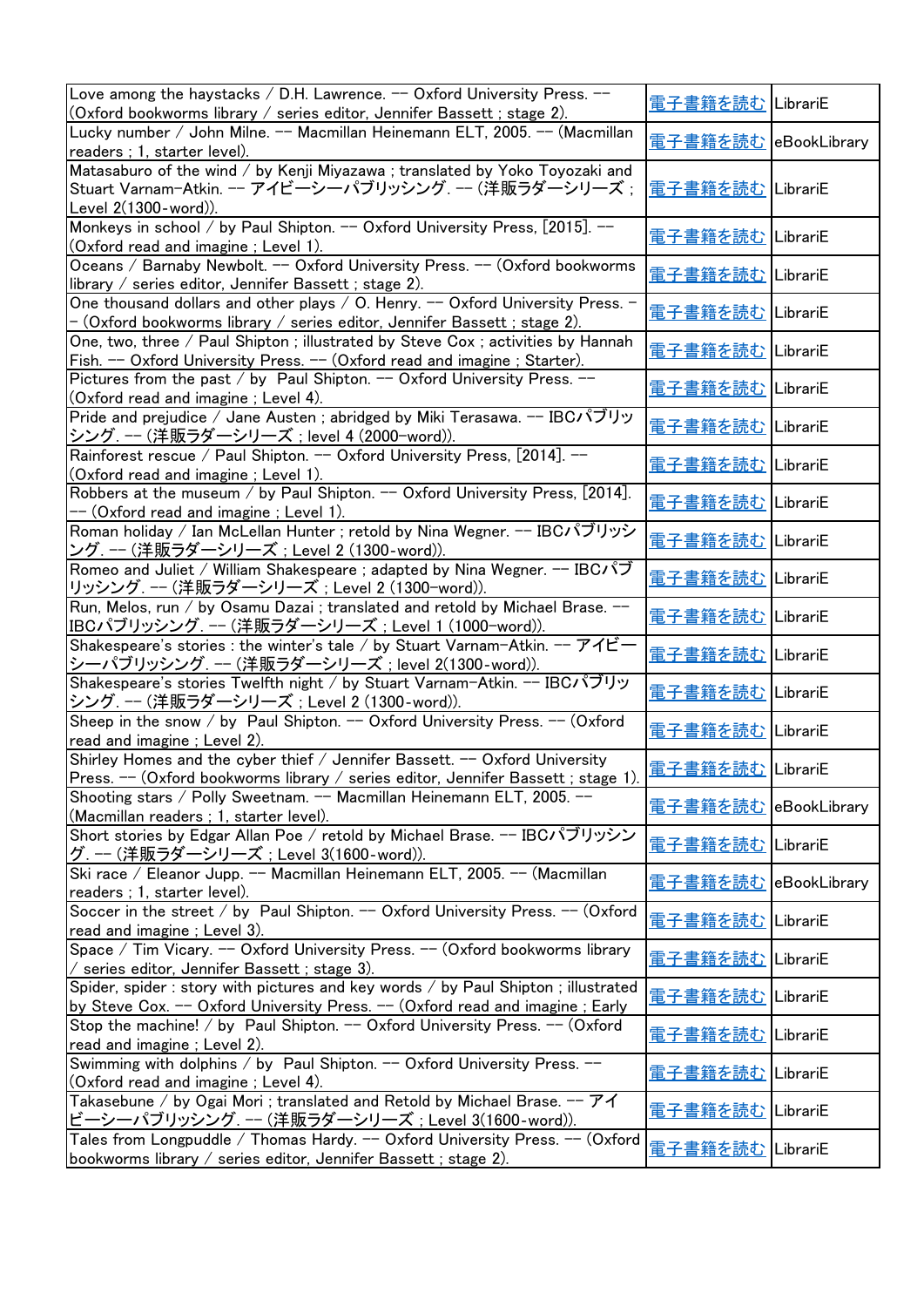| | | |
|---|---|---|
| Love among the haystacks / D.H. Lawrence. -- Oxford University Press. -- (Oxford bookworms library / series editor, Jennifer Bassett ; stage 2). | 電子書籍を読む | LibrariE |
| Lucky number / John Milne. -- Macmillan Heinemann ELT, 2005. -- (Macmillan readers ; 1, starter level). | 電子書籍を読む | eBookLibrary |
| Matasaburo of the wind / by Kenji Miyazawa ; translated by Yoko Toyozaki and Stuart Varnam-Atkin. -- アイビーシーパブリッシング. -- (洋販ラダーシリーズ ; Level 2(1300-word)). | 電子書籍を読む | LibrariE |
| Monkeys in school / by Paul Shipton. -- Oxford University Press, [2015]. -- (Oxford read and imagine ; Level 1). | 電子書籍を読む | LibrariE |
| Oceans / Barnaby Newbolt. -- Oxford University Press. -- (Oxford bookworms library / series editor, Jennifer Bassett ; stage 2). | 電子書籍を読む | LibrariE |
| One thousand dollars and other plays / O. Henry. -- Oxford University Press. -- (Oxford bookworms library / series editor, Jennifer Bassett ; stage 2). | 電子書籍を読む | LibrariE |
| One, two, three / Paul Shipton ; illustrated by Steve Cox ; activities by Hannah Fish. -- Oxford University Press. -- (Oxford read and imagine ; Starter). | 電子書籍を読む | LibrariE |
| Pictures from the past / by Paul Shipton. -- Oxford University Press. -- (Oxford read and imagine ; Level 4). | 電子書籍を読む | LibrariE |
| Pride and prejudice / Jane Austen ; abridged by Miki Terasawa. -- IBCパブリッシング. -- (洋販ラダーシリーズ ; level 4 (2000-word)). | 電子書籍を読む | LibrariE |
| Rainforest rescue / Paul Shipton. -- Oxford University Press, [2014]. -- (Oxford read and imagine ; Level 1). | 電子書籍を読む | LibrariE |
| Robbers at the museum / by Paul Shipton. -- Oxford University Press, [2014]. -- (Oxford read and imagine ; Level 1). | 電子書籍を読む | LibrariE |
| Roman holiday / Ian McLellan Hunter ; retold by Nina Wegner. -- IBCパブリッシング. -- (洋販ラダーシリーズ ; Level 2 (1300-word)). | 電子書籍を読む | LibrariE |
| Romeo and Juliet / William Shakespeare ; adapted by Nina Wegner. -- IBCパブリッシング. -- (洋販ラダーシリーズ ; Level 2 (1300-word)). | 電子書籍を読む | LibrariE |
| Run, Melos, run / by Osamu Dazai ; translated and retold by Michael Brase. -- IBCパブリッシング. -- (洋販ラダーシリーズ ; Level 1 (1000-word)). | 電子書籍を読む | LibrariE |
| Shakespeare's stories : the winter's tale / by Stuart Varnam-Atkin. -- アイビーシーパブリッシング. -- (洋販ラダーシリーズ ; level 2(1300-word)). | 電子書籍を読む | LibrariE |
| Shakespeare's stories Twelfth night / by Stuart Varnam-Atkin. -- IBCパブリッシング. -- (洋販ラダーシリーズ ; Level 2 (1300-word)). | 電子書籍を読む | LibrariE |
| Sheep in the snow / by Paul Shipton. -- Oxford University Press. -- (Oxford read and imagine ; Level 2). | 電子書籍を読む | LibrariE |
| Shirley Homes and the cyber thief / Jennifer Bassett. -- Oxford University Press. -- (Oxford bookworms library / series editor, Jennifer Bassett ; stage 1). | 電子書籍を読む | LibrariE |
| Shooting stars / Polly Sweetnam. -- Macmillan Heinemann ELT, 2005. -- (Macmillan readers ; 1, starter level). | 電子書籍を読む | eBookLibrary |
| Short stories by Edgar Allan Poe / retold by Michael Brase. -- IBCパブリッシング. -- (洋販ラダーシリーズ ; Level 3(1600-word)). | 電子書籍を読む | LibrariE |
| Ski race / Eleanor Jupp. -- Macmillan Heinemann ELT, 2005. -- (Macmillan readers ; 1, starter level). | 電子書籍を読む | eBookLibrary |
| Soccer in the street / by Paul Shipton. -- Oxford University Press. -- (Oxford read and imagine ; Level 3). | 電子書籍を読む | LibrariE |
| Space / Tim Vicary. -- Oxford University Press. -- (Oxford bookworms library / series editor, Jennifer Bassett ; stage 3). | 電子書籍を読む | LibrariE |
| Spider, spider : story with pictures and key words / by Paul Shipton ; illustrated by Steve Cox. -- Oxford University Press. -- (Oxford read and imagine ; Early | 電子書籍を読む | LibrariE |
| Stop the machine! / by Paul Shipton. -- Oxford University Press. -- (Oxford read and imagine ; Level 2). | 電子書籍を読む | LibrariE |
| Swimming with dolphins / by Paul Shipton. -- Oxford University Press. -- (Oxford read and imagine ; Level 4). | 電子書籍を読む | LibrariE |
| Takasebune / by Ogai Mori ; translated and Retold by Michael Brase. -- アイビーシーパブリッシング. -- (洋販ラダーシリーズ ; Level 3(1600-word)). | 電子書籍を読む | LibrariE |
| Tales from Longpuddle / Thomas Hardy. -- Oxford University Press. -- (Oxford bookworms library / series editor, Jennifer Bassett ; stage 2). | 電子書籍を読む | LibrariE |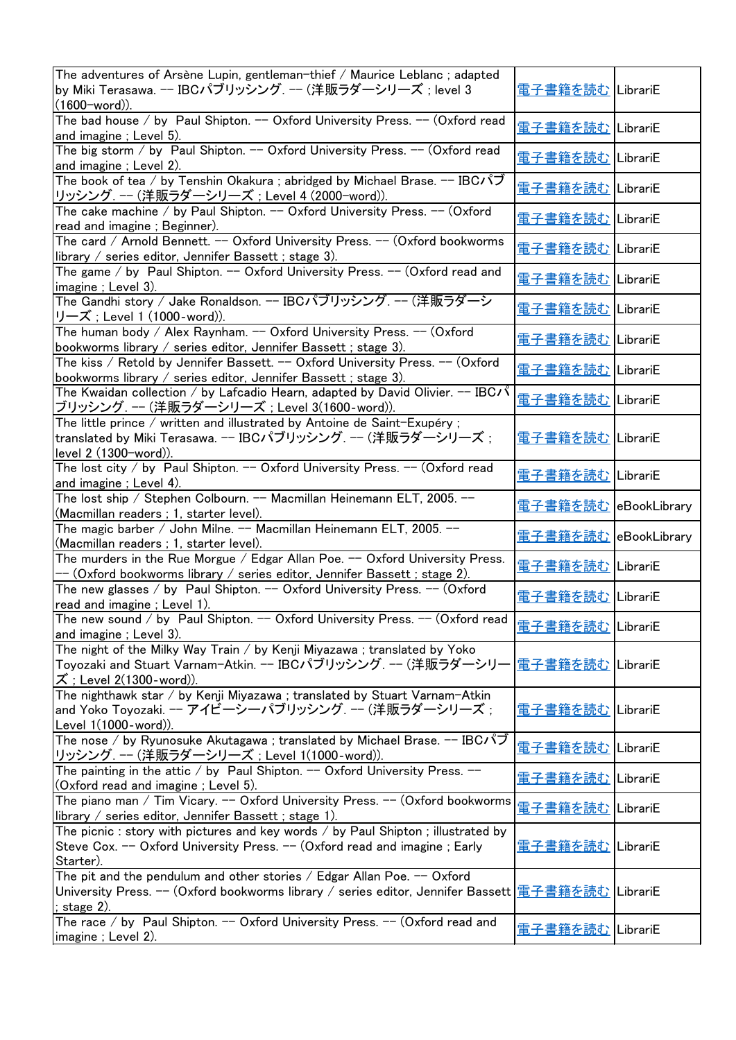| | | |
|---|---|---|
| The adventures of Arsène Lupin, gentleman-thief / Maurice Leblanc ; adapted by Miki Terasawa. -- IBCパブリッシング. -- (洋販ラダーシリーズ ; level 3 (1600-word)). | 電子書籍を読む | LibrariE |
| The bad house / by Paul Shipton. -- Oxford University Press. -- (Oxford read and imagine ; Level 5). | 電子書籍を読む | LibrariE |
| The big storm / by Paul Shipton. -- Oxford University Press. -- (Oxford read and imagine ; Level 2). | 電子書籍を読む | LibrariE |
| The book of tea / by Tenshin Okakura ; abridged by Michael Brase. -- IBCパブリッシング. -- (洋販ラダーシリーズ ; Level 4 (2000-word)). | 電子書籍を読む | LibrariE |
| The cake machine / by Paul Shipton. -- Oxford University Press. -- (Oxford read and imagine ; Beginner). | 電子書籍を読む | LibrariE |
| The card / Arnold Bennett. -- Oxford University Press. -- (Oxford bookworms library / series editor, Jennifer Bassett ; stage 3). | 電子書籍を読む | LibrariE |
| The game / by Paul Shipton. -- Oxford University Press. -- (Oxford read and imagine ; Level 3). | 電子書籍を読む | LibrariE |
| The Gandhi story / Jake Ronaldson. -- IBCパブリッシング. -- (洋販ラダーシリーズ ; Level 1 (1000-word)). | 電子書籍を読む | LibrariE |
| The human body / Alex Raynham. -- Oxford University Press. -- (Oxford bookworms library / series editor, Jennifer Bassett ; stage 3). | 電子書籍を読む | LibrariE |
| The kiss / Retold by Jennifer Bassett. -- Oxford University Press. -- (Oxford bookworms library / series editor, Jennifer Bassett ; stage 3). | 電子書籍を読む | LibrariE |
| The Kwaidan collection / by Lafcadio Hearn, adapted by David Olivier. -- IBCパブリッシング. -- (洋販ラダーシリーズ ; Level 3(1600-word)). | 電子書籍を読む | LibrariE |
| The little prince / written and illustrated by Antoine de Saint-Exupéry ; translated by Miki Terasawa. -- IBCパブリッシング. -- (洋販ラダーシリーズ ; level 2 (1300-word)). | 電子書籍を読む | LibrariE |
| The lost city / by Paul Shipton. -- Oxford University Press. -- (Oxford read and imagine ; Level 4). | 電子書籍を読む | LibrariE |
| The lost ship / Stephen Colbourn. -- Macmillan Heinemann ELT, 2005. -- (Macmillan readers ; 1, starter level). | 電子書籍を読む | eBookLibrary |
| The magic barber / John Milne. -- Macmillan Heinemann ELT, 2005. -- (Macmillan readers ; 1, starter level). | 電子書籍を読む | eBookLibrary |
| The murders in the Rue Morgue / Edgar Allan Poe. -- Oxford University Press. -- (Oxford bookworms library / series editor, Jennifer Bassett ; stage 2). | 電子書籍を読む | LibrariE |
| The new glasses / by Paul Shipton. -- Oxford University Press. -- (Oxford read and imagine ; Level 1). | 電子書籍を読む | LibrariE |
| The new sound / by Paul Shipton. -- Oxford University Press. -- (Oxford read and imagine ; Level 3). | 電子書籍を読む | LibrariE |
| The night of the Milky Way Train / by Kenji Miyazawa ; translated by Yoko Toyozaki and Stuart Varnam-Atkin. -- IBCパブリッシング. -- (洋販ラダーシリーズ ; Level 2(1300-word)). | 電子書籍を読む | LibrariE |
| The nighthawk star / by Kenji Miyazawa ; translated by Stuart Varnam-Atkin and Yoko Toyozaki. -- アイビーシーパブリッシング. -- (洋販ラダーシリーズ ; Level 1(1000-word)). | 電子書籍を読む | LibrariE |
| The nose / by Ryunosuke Akutagawa ; translated by Michael Brase. -- IBCパブリッシング. -- (洋販ラダーシリーズ ; Level 1(1000-word)). | 電子書籍を読む | LibrariE |
| The painting in the attic / by Paul Shipton. -- Oxford University Press. -- (Oxford read and imagine ; Level 5). | 電子書籍を読む | LibrariE |
| The piano man / Tim Vicary. -- Oxford University Press. -- (Oxford bookworms library / series editor, Jennifer Bassett ; stage 1). | 電子書籍を読む | LibrariE |
| The picnic : story with pictures and key words / by Paul Shipton ; illustrated by Steve Cox. -- Oxford University Press. -- (Oxford read and imagine ; Early Starter). | 電子書籍を読む | LibrariE |
| The pit and the pendulum and other stories / Edgar Allan Poe. -- Oxford University Press. -- (Oxford bookworms library / series editor, Jennifer Bassett ; stage 2). | 電子書籍を読む | LibrariE |
| The race / by Paul Shipton. -- Oxford University Press. -- (Oxford read and imagine ; Level 2). | 電子書籍を読む | LibrariE |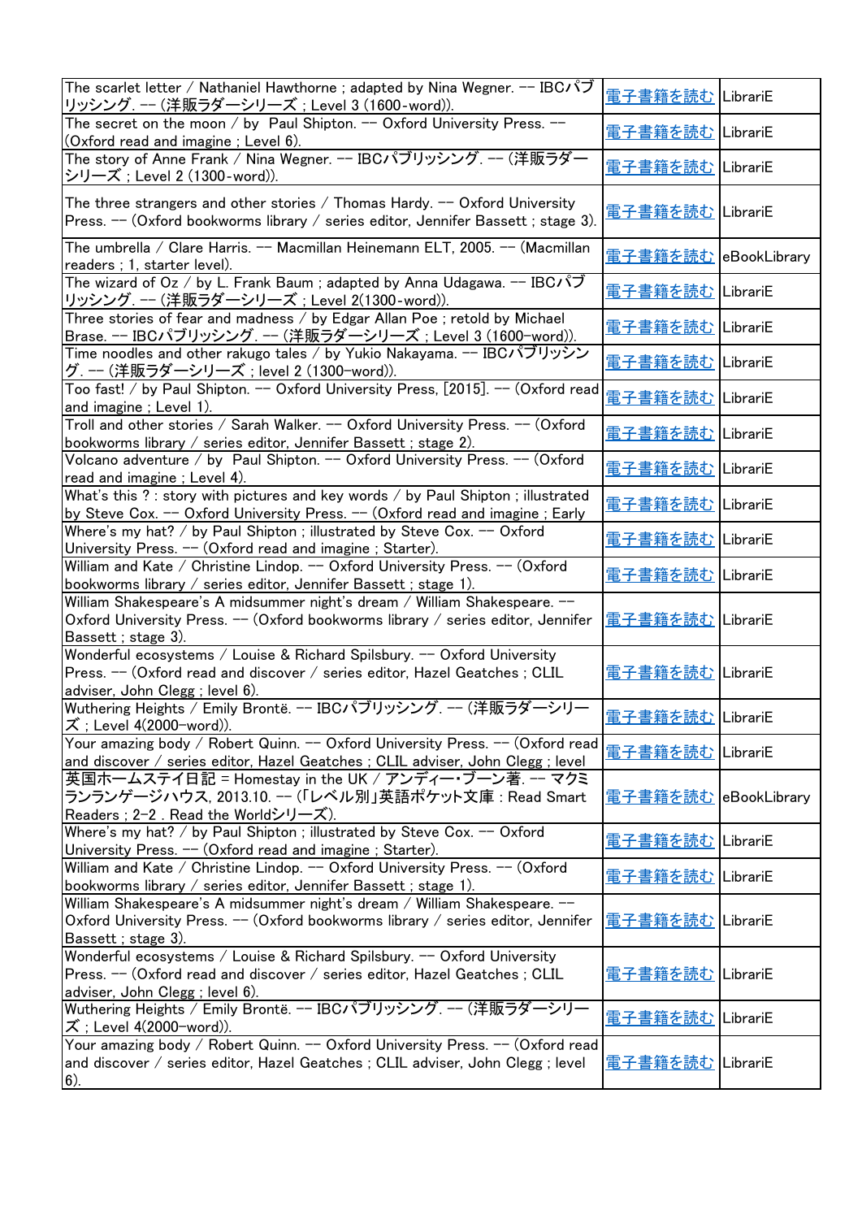| | | |
|---|---|---|
| The scarlet letter / Nathaniel Hawthorne ; adapted by Nina Wegner. -- IBCパブリッシング. -- (洋販ラダーシリーズ ; Level 3 (1600-word)). | 電子書籍を読む | LibrariE |
| The secret on the moon / by Paul Shipton. -- Oxford University Press. -- (Oxford read and imagine ; Level 6). | 電子書籍を読む | LibrariE |
| The story of Anne Frank / Nina Wegner. -- IBCパブリッシング. -- (洋販ラダーシリーズ ; Level 2 (1300-word)). | 電子書籍を読む | LibrariE |
| The three strangers and other stories / Thomas Hardy. -- Oxford University Press. -- (Oxford bookworms library / series editor, Jennifer Bassett ; stage 3). | 電子書籍を読む | LibrariE |
| The umbrella / Clare Harris. -- Macmillan Heinemann ELT, 2005. -- (Macmillan readers ; 1, starter level). | 電子書籍を読む | eBookLibrary |
| The wizard of Oz / by L. Frank Baum ; adapted by Anna Udagawa. -- IBCパブリッシング. -- (洋販ラダーシリーズ ; Level 2(1300-word)). | 電子書籍を読む | LibrariE |
| Three stories of fear and madness / by Edgar Allan Poe ; retold by Michael Brase. -- IBCパブリッシング. -- (洋販ラダーシリーズ ; Level 3 (1600-word)). | 電子書籍を読む | LibrariE |
| Time noodles and other rakugo tales / by Yukio Nakayama. -- IBCパブリッシング. -- (洋販ラダーシリーズ ; level 2 (1300-word)). | 電子書籍を読む | LibrariE |
| Too fast! / by Paul Shipton. -- Oxford University Press, [2015]. -- (Oxford read and imagine ; Level 1). | 電子書籍を読む | LibrariE |
| Troll and other stories / Sarah Walker. -- Oxford University Press. -- (Oxford bookworms library / series editor, Jennifer Bassett ; stage 2). | 電子書籍を読む | LibrariE |
| Volcano adventure / by Paul Shipton. -- Oxford University Press. -- (Oxford read and imagine ; Level 4). | 電子書籍を読む | LibrariE |
| What's this ? : story with pictures and key words / by Paul Shipton ; illustrated by Steve Cox. -- Oxford University Press. -- (Oxford read and imagine ; Early | 電子書籍を読む | LibrariE |
| Where's my hat? / by Paul Shipton ; illustrated by Steve Cox. -- Oxford University Press. -- (Oxford read and imagine ; Starter). | 電子書籍を読む | LibrariE |
| William and Kate / Christine Lindop. -- Oxford University Press. -- (Oxford bookworms library / series editor, Jennifer Bassett ; stage 1). | 電子書籍を読む | LibrariE |
| William Shakespeare's A midsummer night's dream / William Shakespeare. -- Oxford University Press. -- (Oxford bookworms library / series editor, Jennifer Bassett ; stage 3). | 電子書籍を読む | LibrariE |
| Wonderful ecosystems / Louise & Richard Spilsbury. -- Oxford University Press. -- (Oxford read and discover / series editor, Hazel Geatches ; CLIL adviser, John Clegg ; level 6). | 電子書籍を読む | LibrariE |
| Wuthering Heights / Emily Brontë. -- IBCパブリッシング. -- (洋販ラダーシリーズ ; Level 4(2000-word)). | 電子書籍を読む | LibrariE |
| Your amazing body / Robert Quinn. -- Oxford University Press. -- (Oxford read and discover / series editor, Hazel Geatches ; CLIL adviser, John Clegg ; level | 電子書籍を読む | LibrariE |
| 英国ホームステイ日記 = Homestay in the UK / アンディー・ブーン著. -- マクミランランゲージハウス, 2013.10. -- (「レベル別」英語ポケット文庫 : Read Smart Readers ; 2-2 . Read the Worldシリーズ). | 電子書籍を読む | eBookLibrary |
| Where's my hat? / by Paul Shipton ; illustrated by Steve Cox. -- Oxford University Press. -- (Oxford read and imagine ; Starter). | 電子書籍を読む | LibrariE |
| William and Kate / Christine Lindop. -- Oxford University Press. -- (Oxford bookworms library / series editor, Jennifer Bassett ; stage 1). | 電子書籍を読む | LibrariE |
| William Shakespeare's A midsummer night's dream / William Shakespeare. -- Oxford University Press. -- (Oxford bookworms library / series editor, Jennifer Bassett ; stage 3). | 電子書籍を読む | LibrariE |
| Wonderful ecosystems / Louise & Richard Spilsbury. -- Oxford University Press. -- (Oxford read and discover / series editor, Hazel Geatches ; CLIL adviser, John Clegg ; level 6). | 電子書籍を読む | LibrariE |
| Wuthering Heights / Emily Brontë. -- IBCパブリッシング. -- (洋販ラダーシリーズ ; Level 4(2000-word)). | 電子書籍を読む | LibrariE |
| Your amazing body / Robert Quinn. -- Oxford University Press. -- (Oxford read and discover / series editor, Hazel Geatches ; CLIL adviser, John Clegg ; level 6). | 電子書籍を読む | LibrariE |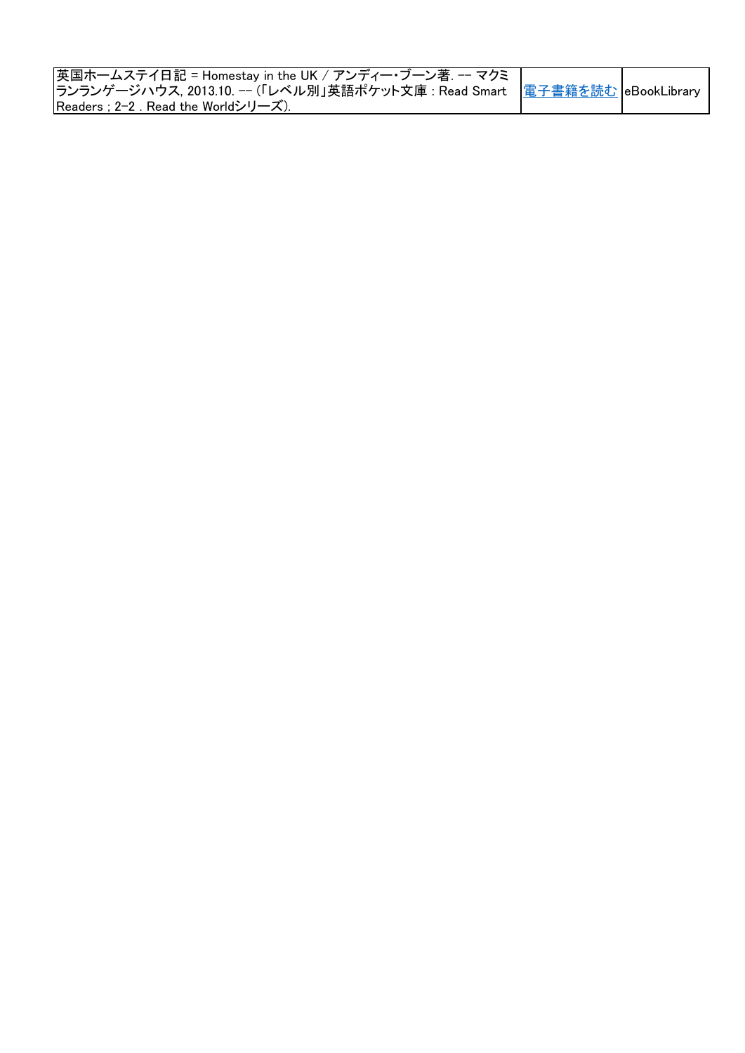| | | |
|---|---|---|
| 英国ホームステイ日記 = Homestay in the UK / アンディー・ブーン著. -- マクミランランゲージハウス, 2013.10. -- (「レベル別」英語ポケット文庫 : Read Smart Readers ; 2-2 . Read the Worldシリーズ). | 電子書籍を読む | eBookLibrary |